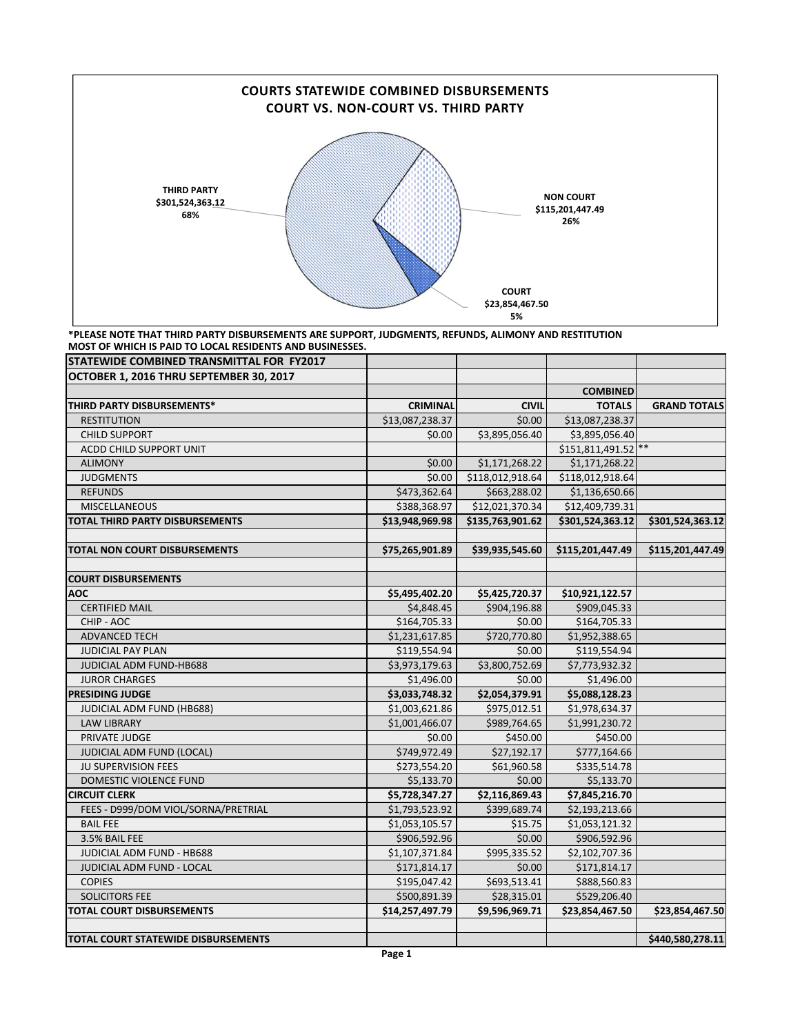## COURTS STATEWIDE COMBINED DISBURSEMENTS
## COURT VS. NON-COURT VS. THIRD PARTY

THIRD PARTY
$301,524,363.12
68%

NON COURT
$115,201,447.49
26%

COURT
$23,854,467.50
5%

**\*PLEASE NOTE THAT THIRD PARTY DISBURSEMENTS ARE SUPPORT, JUDGMENTS, REFUNDS, ALIMONY AND RESTITUTION MOST OF WHICH IS PAID TO LOCAL RESIDENTS AND BUSINESSES.**

| STATEWIDE COMBINED TRANSMITTAL FOR FY2017 | | | | |
|---|---|---|---|---|
| **OCTOBER 1, 2016 THRU SEPTEMBER 30, 2017** | | | | |
| | | | **COMBINED** | |
| **THIRD PARTY DISBURSEMENTS*** | **CRIMINAL** | **CIVIL** | **TOTALS** | **GRAND TOTALS** |
| RESTITUTION | $13,087,238.37 | $0.00 | $13,087,238.37 | |
| CHILD SUPPORT | $0.00 | $3,895,056.40 | $3,895,056.40 | |
| ACDD CHILD SUPPORT UNIT | | | $151,811,491.52 ** | |
| ALIMONY | $0.00 | $1,171,268.22 | $1,171,268.22 | |
| JUDGMENTS | $0.00 | $118,012,918.64 | $118,012,918.64 | |
| REFUNDS | $473,362.64 | $663,288.02 | $1,136,650.66 | |
| MISCELLANEOUS | $388,368.97 | $12,021,370.34 | $12,409,739.31 | |
| **TOTAL THIRD PARTY DISBURSEMENTS** | **$13,948,969.98** | **$135,763,901.62** | **$301,524,363.12** | **$301,524,363.12** |
| | | | | |
| **TOTAL NON COURT DISBURSEMENTS** | **$75,265,901.89** | **$39,935,545.60** | **$115,201,447.49** | **$115,201,447.49** |
| | | | | |
| **COURT DISBURSEMENTS** | | | | |
| **AOC** | **$5,495,402.20** | **$5,425,720.37** | **$10,921,122.57** | |
| CERTIFIED MAIL | $4,848.45 | $904,196.88 | $909,045.33 | |
| CHIP - AOC | $164,705.33 | $0.00 | $164,705.33 | |
| ADVANCED TECH | $1,231,617.85 | $720,770.80 | $1,952,388.65 | |
| JUDICIAL PAY PLAN | $119,554.94 | $0.00 | $119,554.94 | |
| JUDICIAL ADM FUND-HB688 | $3,973,179.63 | $3,800,752.69 | $7,773,932.32 | |
| JUROR CHARGES | $1,496.00 | $0.00 | $1,496.00 | |
| **PRESIDING JUDGE** | **$3,033,748.32** | **$2,054,379.91** | **$5,088,128.23** | |
| JUDICIAL ADM FUND (HB688) | $1,003,621.86 | $975,012.51 | $1,978,634.37 | |
| LAW LIBRARY | $1,001,466.07 | $989,764.65 | $1,991,230.72 | |
| PRIVATE JUDGE | $0.00 | $450.00 | $450.00 | |
| JUDICIAL ADM FUND (LOCAL) | $749,972.49 | $27,192.17 | $777,164.66 | |
| JU SUPERVISION FEES | $273,554.20 | $61,960.58 | $335,514.78 | |
| DOMESTIC VIOLENCE FUND | $5,133.70 | $0.00 | $5,133.70 | |
| **CIRCUIT CLERK** | **$5,728,347.27** | **$2,116,869.43** | **$7,845,216.70** | |
| FEES - D999/DOM VIOL/SORNA/PRETRIAL | $1,793,523.92 | $399,689.74 | $2,193,213.66 | |
| BAIL FEE | $1,053,105.57 | $15.75 | $1,053,121.32 | |
| 3.5% BAIL FEE | $906,592.96 | $0.00 | $906,592.96 | |
| JUDICIAL ADM FUND - HB688 | $1,107,371.84 | $995,335.52 | $2,102,707.36 | |
| JUDICIAL ADM FUND - LOCAL | $171,814.17 | $0.00 | $171,814.17 | |
| COPIES | $195,047.42 | $693,513.41 | $888,560.83 | |
| SOLICITORS FEE | $500,891.39 | $28,315.01 | $529,206.40 | |
| **TOTAL COURT DISBURSEMENTS** | **$14,257,497.79** | **$9,596,969.71** | **$23,854,467.50** | **$23,854,467.50** |
| | | | | |
| **TOTAL COURT STATEWIDE DISBURSEMENTS** | | | | **$440,580,278.11** |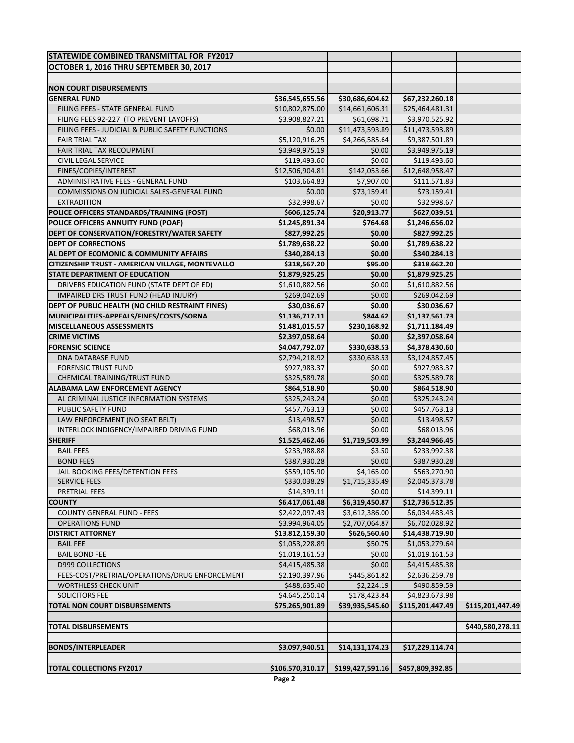| | | | | |
|---|---|---|---|---|
| **STATEWIDE COMBINED TRANSMITTAL FOR FY2017** | | | | |
| **OCTOBER 1, 2016 THRU SEPTEMBER 30, 2017** | | | | |
| | | | | |
| **NON COURT DISBURSEMENTS** | | | | |
| **GENERAL FUND** | **$36,545,655.56** | **$30,686,604.62** | **$67,232,260.18** | |
| FILING FEES - STATE GENERAL FUND | $10,802,875.00 | $14,661,606.31 | $25,464,481.31 | |
| FILING FEES 92-227 (TO PREVENT LAYOFFS) | $3,908,827.21 | $61,698.71 | $3,970,525.92 | |
| FILING FEES - JUDICIAL & PUBLIC SAFETY FUNCTIONS | $0.00 | $11,473,593.89 | $11,473,593.89 | |
| FAIR TRIAL TAX | $5,120,916.25 | $4,266,585.64 | $9,387,501.89 | |
| FAIR TRIAL TAX RECOUPMENT | $3,949,975.19 | $0.00 | $3,949,975.19 | |
| CIVIL LEGAL SERVICE | $119,493.60 | $0.00 | $119,493.60 | |
| FINES/COPIES/INTEREST | $12,506,904.81 | $142,053.66 | $12,648,958.47 | |
| ADMINISTRATIVE FEES - GENERAL FUND | $103,664.83 | $7,907.00 | $111,571.83 | |
| COMMISSIONS ON JUDICIAL SALES-GENERAL FUND | $0.00 | $73,159.41 | $73,159.41 | |
| EXTRADITION | $32,998.67 | $0.00 | $32,998.67 | |
| **POLICE OFFICERS STANDARDS/TRAINING (POST)** | **$606,125.74** | **$20,913.77** | **$627,039.51** | |
| **POLICE OFFICERS ANNUITY FUND (POAF)** | **$1,245,891.34** | **$764.68** | **$1,246,656.02** | |
| **DEPT OF CONSERVATION/FORESTRY/WATER SAFETY** | **$827,992.25** | **$0.00** | **$827,992.25** | |
| **DEPT OF CORRECTIONS** | **$1,789,638.22** | **$0.00** | **$1,789,638.22** | |
| **AL DEPT OF ECOMONIC & COMMUNITY AFFAIRS** | **$340,284.13** | **$0.00** | **$340,284.13** | |
| **CITIZENSHIP TRUST - AMERICAN VILLAGE, MONTEVALLO** | **$318,567.20** | **$95.00** | **$318,662.20** | |
| **STATE DEPARTMENT OF EDUCATION** | **$1,879,925.25** | **$0.00** | **$1,879,925.25** | |
| DRIVERS EDUCATION FUND (STATE DEPT OF ED) | $1,610,882.56 | $0.00 | $1,610,882.56 | |
| IMPAIRED DRS TRUST FUND (HEAD INJURY) | $269,042.69 | $0.00 | $269,042.69 | |
| **DEPT OF PUBLIC HEALTH (NO CHILD RESTRAINT FINES)** | **$30,036.67** | **$0.00** | **$30,036.67** | |
| **MUNICIPALITIES-APPEALS/FINES/COSTS/SORNA** | **$1,136,717.11** | **$844.62** | **$1,137,561.73** | |
| **MISCELLANEOUS ASSESSMENTS** | **$1,481,015.57** | **$230,168.92** | **$1,711,184.49** | |
| **CRIME VICTIMS** | **$2,397,058.64** | **$0.00** | **$2,397,058.64** | |
| **FORENSIC SCIENCE** | **$4,047,792.07** | **$330,638.53** | **$4,378,430.60** | |
| DNA DATABASE FUND | $2,794,218.92 | $330,638.53 | $3,124,857.45 | |
| FORENSIC TRUST FUND | $927,983.37 | $0.00 | $927,983.37 | |
| CHEMICAL TRAINING/TRUST FUND | $325,589.78 | $0.00 | $325,589.78 | |
| **ALABAMA LAW ENFORCEMENT AGENCY** | **$864,518.90** | **$0.00** | **$864,518.90** | |
| AL CRIMINAL JUSTICE INFORMATION SYSTEMS | $325,243.24 | $0.00 | $325,243.24 | |
| PUBLIC SAFETY FUND | $457,763.13 | $0.00 | $457,763.13 | |
| LAW ENFORCEMENT (NO SEAT BELT) | $13,498.57 | $0.00 | $13,498.57 | |
| INTERLOCK INDIGENCY/IMPAIRED DRIVING FUND | $68,013.96 | $0.00 | $68,013.96 | |
| **SHERIFF** | **$1,525,462.46** | **$1,719,503.99** | **$3,244,966.45** | |
| BAIL FEES | $233,988.88 | $3.50 | $233,992.38 | |
| BOND FEES | $387,930.28 | $0.00 | $387,930.28 | |
| JAIL BOOKING FEES/DETENTION FEES | $559,105.90 | $4,165.00 | $563,270.90 | |
| SERVICE FEES | $330,038.29 | $1,715,335.49 | $2,045,373.78 | |
| PRETRIAL FEES | $14,399.11 | $0.00 | $14,399.11 | |
| **COUNTY** | **$6,417,061.48** | **$6,319,450.87** | **$12,736,512.35** | |
| COUNTY GENERAL FUND - FEES | $2,422,097.43 | $3,612,386.00 | $6,034,483.43 | |
| OPERATIONS FUND | $3,994,964.05 | $2,707,064.87 | $6,702,028.92 | |
| **DISTRICT ATTORNEY** | **$13,812,159.30** | **$626,560.60** | **$14,438,719.90** | |
| BAIL FEE | $1,053,228.89 | $50.75 | $1,053,279.64 | |
| BAIL BOND FEE | $1,019,161.53 | $0.00 | $1,019,161.53 | |
| D999 COLLECTIONS | $4,415,485.38 | $0.00 | $4,415,485.38 | |
| FEES-COST/PRETRIAL/OPERATIONS/DRUG ENFORCEMENT | $2,190,397.96 | $445,861.82 | $2,636,259.78 | |
| WORTHLESS CHECK UNIT | $488,635.40 | $2,224.19 | $490,859.59 | |
| SOLICITORS FEE | $4,645,250.14 | $178,423.84 | $4,823,673.98 | |
| **TOTAL NON COURT DISBURSEMENTS** | **$75,265,901.89** | **$39,935,545.60** | **$115,201,447.49** | **$115,201,447.49** |
| | | | | |
| **TOTAL DISBURSEMENTS** | | | | **$440,580,278.11** |
| | | | | |
| **BONDS/INTERPLEADER** | **$3,097,940.51** | **$14,131,174.23** | **$17,229,114.74** | |
| | | | | |
| **TOTAL COLLECTIONS FY2017** | **$106,570,310.17** | **$199,427,591.16** | **$457,809,392.85** | |